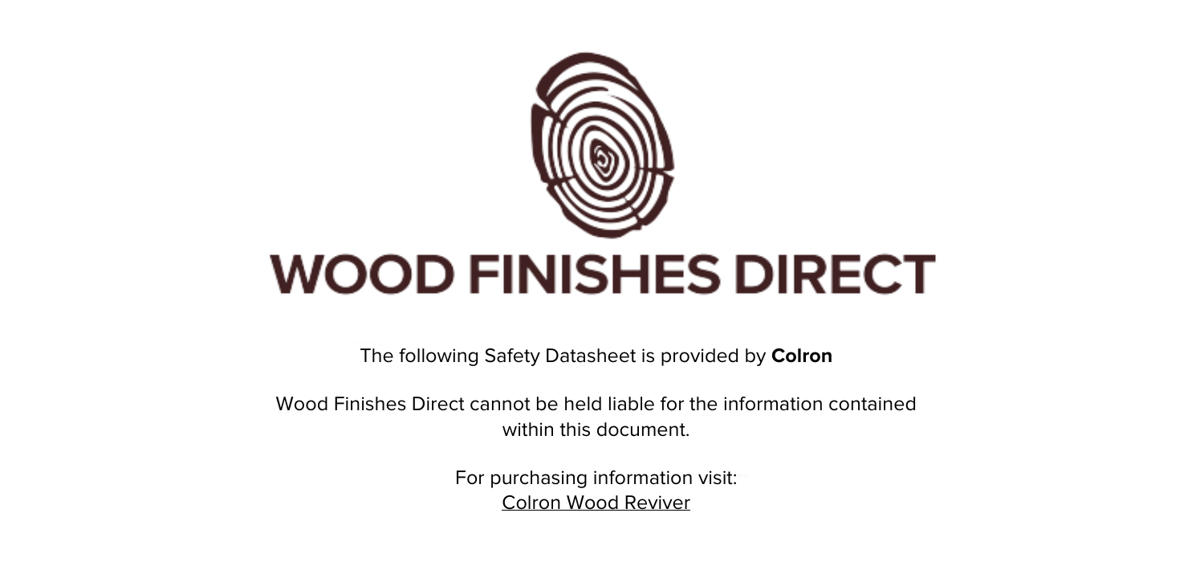# WOOD FINISHES DIRECT

The following Safety Datasheet is provided by **Colron**

Wood Finishes Direct cannot be held liable for the information contained within this document.

For purchasing information visit:
Colron Wood Reviver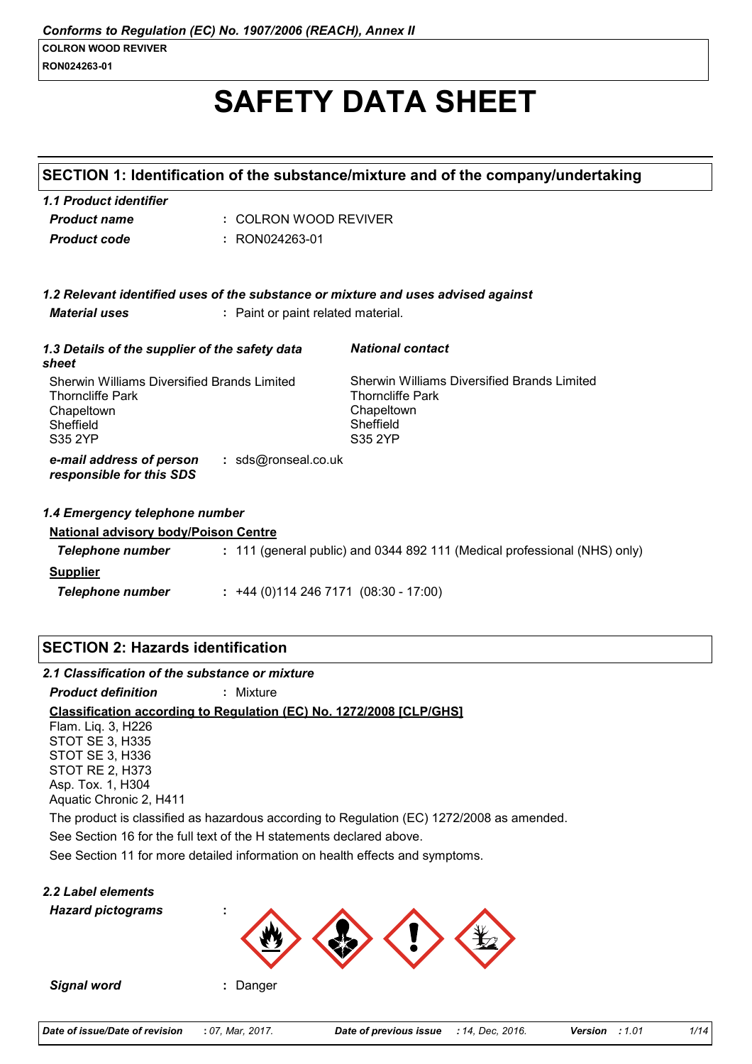*Conforms to Regulation (EC) No. 1907/2006 (REACH), Annex II*

**COLRON WOOD REVIVER**
**RON024263-01**

# SAFETY DATA SHEET

## SECTION 1: Identification of the substance/mixture and of the company/undertaking

### 1.1 Product identifier

| | |
|---|---|
| ***Product name*** | : COLRON WOOD REVIVER |
| ***Product code*** | : RON024263-01 |

### 1.2 Relevant identified uses of the substance or mixture and uses advised against

***Material uses*** : Paint or paint related material.

### 1.3 Details of the supplier of the safety data sheet

Sherwin Williams Diversified Brands Limited
Thorncliffe Park
Chapeltown
Sheffield
S35 2YP

***National contact***

Sherwin Williams Diversified Brands Limited
Thorncliffe Park
Chapeltown
Sheffield
S35 2YP

***e-mail address of person responsible for this SDS*** : sds@ronseal.co.uk

### 1.4 Emergency telephone number

**National advisory body/Poison Centre**

***Telephone number*** : 111 (general public) and 0344 892 111 (Medical professional (NHS) only)

**Supplier**

***Telephone number*** : +44 (0)114 246 7171 (08:30 - 17:00)

## SECTION 2: Hazards identification

### 2.1 Classification of the substance or mixture

***Product definition*** : Mixture

**Classification according to Regulation (EC) No. 1272/2008 [CLP/GHS]**

Flam. Liq. 3, H226
STOT SE 3, H335
STOT SE 3, H336
STOT RE 2, H373
Asp. Tox. 1, H304
Aquatic Chronic 2, H411

The product is classified as hazardous according to Regulation (EC) 1272/2008 as amended.

See Section 16 for the full text of the H statements declared above.

See Section 11 for more detailed information on health effects and symptoms.

### 2.2 Label elements

***Hazard pictograms*** :

***Signal word*** : Danger

| ***Date of issue/Date of revision*** | : 07, Mar, 2017. | ***Date of previous issue*** | : 14, Dec, 2016. | ***Version*** | : 1.01 |
|---|---|---|---|---|---|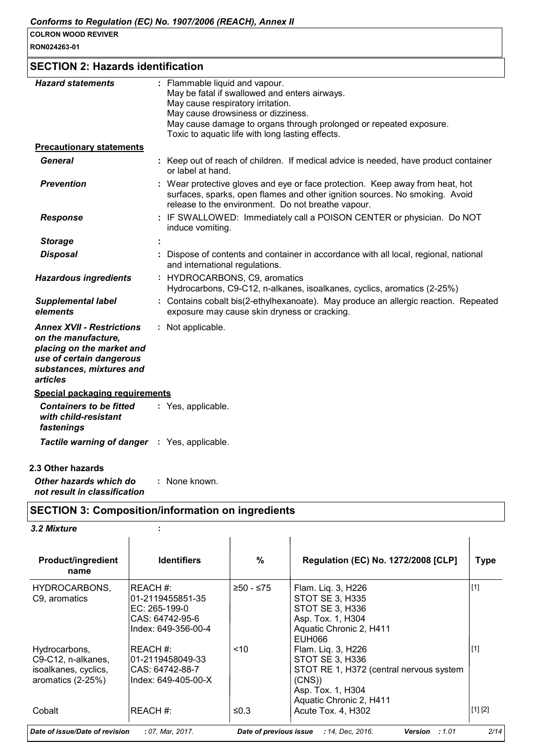## SECTION 2: Hazards identification

| | |
|---|---|
| ***Hazard statements*** | : Flammable liquid and vapour.<br>May be fatal if swallowed and enters airways.<br>May cause respiratory irritation.<br>May cause drowsiness or dizziness.<br>May cause damage to organs through prolonged or repeated exposure.<br>Toxic to aquatic life with long lasting effects. |
| **Precautionary statements** | |
| ***General*** | : Keep out of reach of children. If medical advice is needed, have product container or label at hand. |
| ***Prevention*** | : Wear protective gloves and eye or face protection. Keep away from heat, hot surfaces, sparks, open flames and other ignition sources. No smoking. Avoid release to the environment. Do not breathe vapour. |
| ***Response*** | : IF SWALLOWED: Immediately call a POISON CENTER or physician. Do NOT induce vomiting. |
| ***Storage*** | : |
| ***Disposal*** | : Dispose of contents and container in accordance with all local, regional, national and international regulations. |
| ***Hazardous ingredients*** | : HYDROCARBONS, C9, aromatics<br>Hydrocarbons, C9-C12, n-alkanes, isoalkanes, cyclics, aromatics (2-25%) |
| ***Supplemental label elements*** | : Contains cobalt bis(2-ethylhexanoate). May produce an allergic reaction. Repeated exposure may cause skin dryness or cracking. |
| ***Annex XVII - Restrictions on the manufacture, placing on the market and use of certain dangerous substances, mixtures and articles*** | : Not applicable. |
| **Special packaging requirements** | |
| ***Containers to be fitted with child-resistant fastenings*** | : Yes, applicable. |
| ***Tactile warning of danger*** | : Yes, applicable. |

**2.3 Other hazards**

***Other hazards which do not result in classification*** : None known.

## SECTION 3: Composition/information on ingredients

***3.2 Mixture*** :

| Product/ingredient name | Identifiers | % | Regulation (EC) No. 1272/2008 [CLP] | Type |
|---|---|---|---|---|
| HYDROCARBONS, C9, aromatics | REACH #: 01-2119455851-35<br>EC: 265-199-0<br>CAS: 64742-95-6<br>Index: 649-356-00-4 | ≥50 - ≤75 | Flam. Liq. 3, H226<br>STOT SE 3, H335<br>STOT SE 3, H336<br>Asp. Tox. 1, H304<br>Aquatic Chronic 2, H411<br>EUH066 | [1] |
| Hydrocarbons, C9-C12, n-alkanes, isoalkanes, cyclics, aromatics (2-25%) | REACH #: 01-2119458049-33<br>CAS: 64742-88-7<br>Index: 649-405-00-X | <10 | Flam. Liq. 3, H226<br>STOT SE 3, H336<br>STOT RE 1, H372 (central nervous system (CNS))<br>Asp. Tox. 1, H304<br>Aquatic Chronic 2, H411 | [1] |
| Cobalt | REACH #: | ≤0.3 | Acute Tox. 4, H302 | [1] [2] |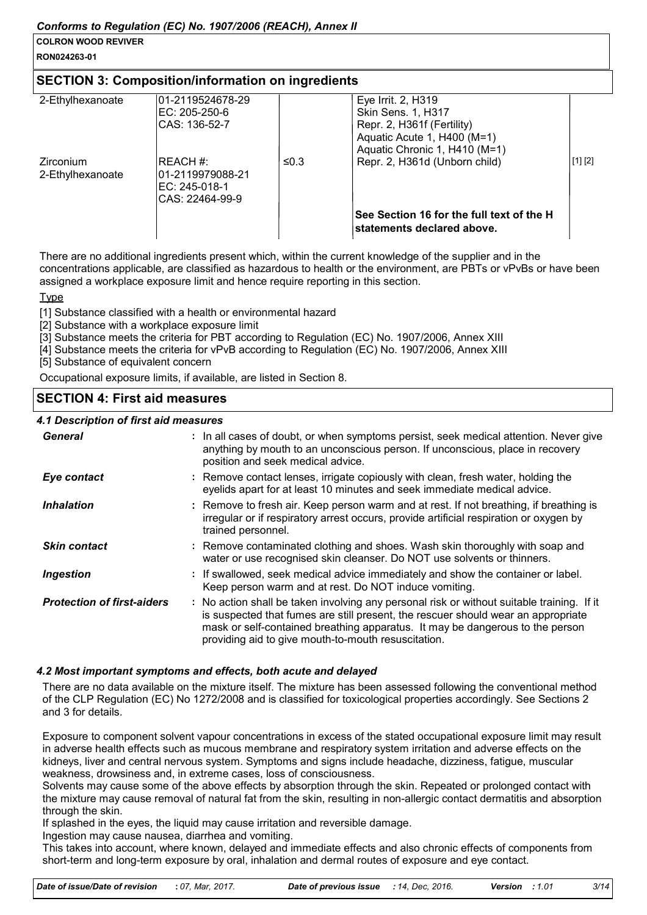## SECTION 3: Composition/information on ingredients

| | | | | |
|---|---|---|---|---|
| 2-Ethylhexanoate | 01-2119524678-29<br>EC: 205-250-6<br>CAS: 136-52-7 | | Eye Irrit. 2, H319<br>Skin Sens. 1, H317<br>Repr. 2, H361f (Fertility)<br>Aquatic Acute 1, H400 (M=1)<br>Aquatic Chronic 1, H410 (M=1) | |
| Zirconium 2-Ethylhexanoate | REACH #:<br>01-2119979088-21<br>EC: 245-018-1<br>CAS: 22464-99-9 | ≤0.3 | Repr. 2, H361d (Unborn child) | [1] [2] |
| | | | **See Section 16 for the full text of the H statements declared above.** | |

There are no additional ingredients present which, within the current knowledge of the supplier and in the concentrations applicable, are classified as hazardous to health or the environment, are PBTs or vPvBs or have been assigned a workplace exposure limit and hence require reporting in this section.

Type

[1] Substance classified with a health or environmental hazard
[2] Substance with a workplace exposure limit
[3] Substance meets the criteria for PBT according to Regulation (EC) No. 1907/2006, Annex XIII
[4] Substance meets the criteria for vPvB according to Regulation (EC) No. 1907/2006, Annex XIII
[5] Substance of equivalent concern

Occupational exposure limits, if available, are listed in Section 8.

## SECTION 4: First aid measures

### *4.1 Description of first aid measures*

| | |
|---|---|
| ***General*** | : In all cases of doubt, or when symptoms persist, seek medical attention. Never give anything by mouth to an unconscious person. If unconscious, place in recovery position and seek medical advice. |
| ***Eye contact*** | : Remove contact lenses, irrigate copiously with clean, fresh water, holding the eyelids apart for at least 10 minutes and seek immediate medical advice. |
| ***Inhalation*** | : Remove to fresh air. Keep person warm and at rest. If not breathing, if breathing is irregular or if respiratory arrest occurs, provide artificial respiration or oxygen by trained personnel. |
| ***Skin contact*** | : Remove contaminated clothing and shoes. Wash skin thoroughly with soap and water or use recognised skin cleanser. Do NOT use solvents or thinners. |
| ***Ingestion*** | : If swallowed, seek medical advice immediately and show the container or label. Keep person warm and at rest. Do NOT induce vomiting. |
| ***Protection of first-aiders*** | : No action shall be taken involving any personal risk or without suitable training. If it is suspected that fumes are still present, the rescuer should wear an appropriate mask or self-contained breathing apparatus. It may be dangerous to the person providing aid to give mouth-to-mouth resuscitation. |

### *4.2 Most important symptoms and effects, both acute and delayed*

There are no data available on the mixture itself. The mixture has been assessed following the conventional method of the CLP Regulation (EC) No 1272/2008 and is classified for toxicological properties accordingly. See Sections 2 and 3 for details.

Exposure to component solvent vapour concentrations in excess of the stated occupational exposure limit may result in adverse health effects such as mucous membrane and respiratory system irritation and adverse effects on the kidneys, liver and central nervous system. Symptoms and signs include headache, dizziness, fatigue, muscular weakness, drowsiness and, in extreme cases, loss of consciousness.
Solvents may cause some of the above effects by absorption through the skin. Repeated or prolonged contact with the mixture may cause removal of natural fat from the skin, resulting in non-allergic contact dermatitis and absorption through the skin.
If splashed in the eyes, the liquid may cause irritation and reversible damage.
Ingestion may cause nausea, diarrhea and vomiting.
This takes into account, where known, delayed and immediate effects and also chronic effects of components from short-term and long-term exposure by oral, inhalation and dermal routes of exposure and eye contact.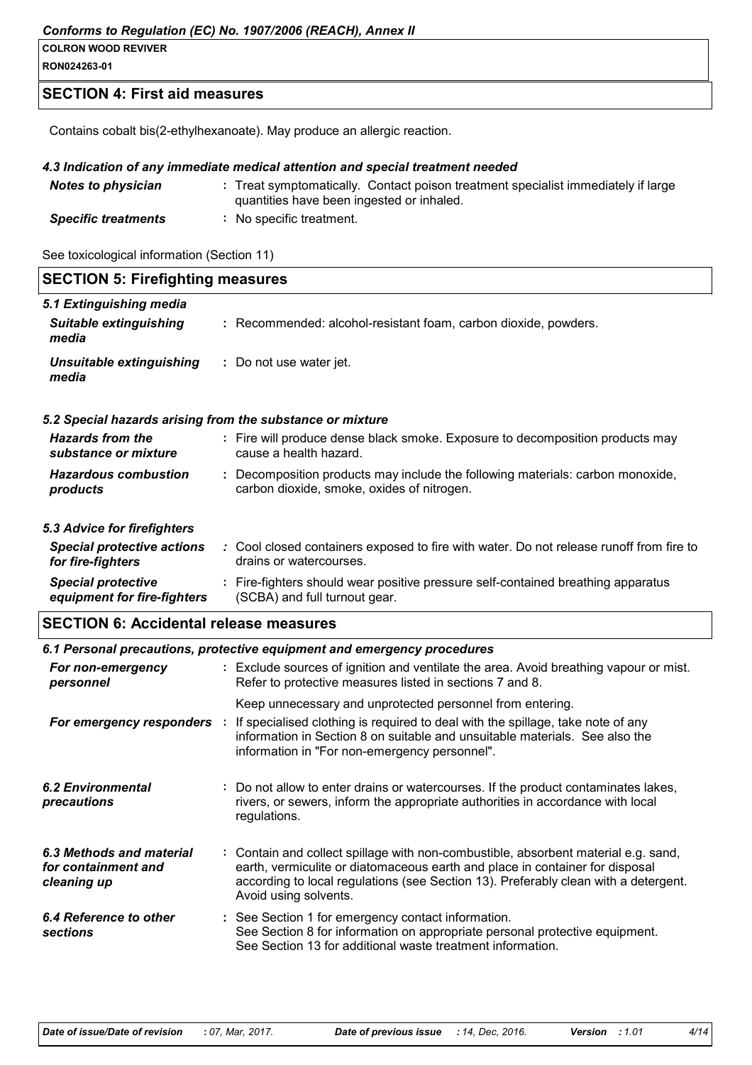## SECTION 4: First aid measures

Contains cobalt bis(2-ethylhexanoate). May produce an allergic reaction.

### 4.3 Indication of any immediate medical attention and special treatment needed

| | |
|---|---|
| ***Notes to physician*** | Treat symptomatically. Contact poison treatment specialist immediately if large quantities have been ingested or inhaled. |
| ***Specific treatments*** | No specific treatment. |

See toxicological information (Section 11)

## SECTION 5: Firefighting measures

### 5.1 Extinguishing media

| | |
|---|---|
| ***Suitable extinguishing media*** | Recommended: alcohol-resistant foam, carbon dioxide, powders. |
| ***Unsuitable extinguishing media*** | Do not use water jet. |

### 5.2 Special hazards arising from the substance or mixture

| | |
|---|---|
| ***Hazards from the substance or mixture*** | Fire will produce dense black smoke. Exposure to decomposition products may cause a health hazard. |
| ***Hazardous combustion products*** | Decomposition products may include the following materials: carbon monoxide, carbon dioxide, smoke, oxides of nitrogen. |

### 5.3 Advice for firefighters

| | |
|---|---|
| ***Special protective actions for fire-fighters*** | Cool closed containers exposed to fire with water. Do not release runoff from fire to drains or watercourses. |
| ***Special protective equipment for fire-fighters*** | Fire-fighters should wear positive pressure self-contained breathing apparatus (SCBA) and full turnout gear. |

## SECTION 6: Accidental release measures

### 6.1 Personal precautions, protective equipment and emergency procedures

| | |
|---|---|
| ***For non-emergency personnel*** | Exclude sources of ignition and ventilate the area. Avoid breathing vapour or mist. Refer to protective measures listed in sections 7 and 8.<br><br>Keep unnecessary and unprotected personnel from entering. |
| ***For emergency responders*** | If specialised clothing is required to deal with the spillage, take note of any information in Section 8 on suitable and unsuitable materials. See also the information in "For non-emergency personnel". |

| | |
|---|---|
| ***6.2 Environmental precautions*** | Do not allow to enter drains or watercourses. If the product contaminates lakes, rivers, or sewers, inform the appropriate authorities in accordance with local regulations. |
| ***6.3 Methods and material for containment and cleaning up*** | Contain and collect spillage with non-combustible, absorbent material e.g. sand, earth, vermiculite or diatomaceous earth and place in container for disposal according to local regulations (see Section 13). Preferably clean with a detergent. Avoid using solvents. |
| ***6.4 Reference to other sections*** | See Section 1 for emergency contact information.<br>See Section 8 for information on appropriate personal protective equipment.<br>See Section 13 for additional waste treatment information. |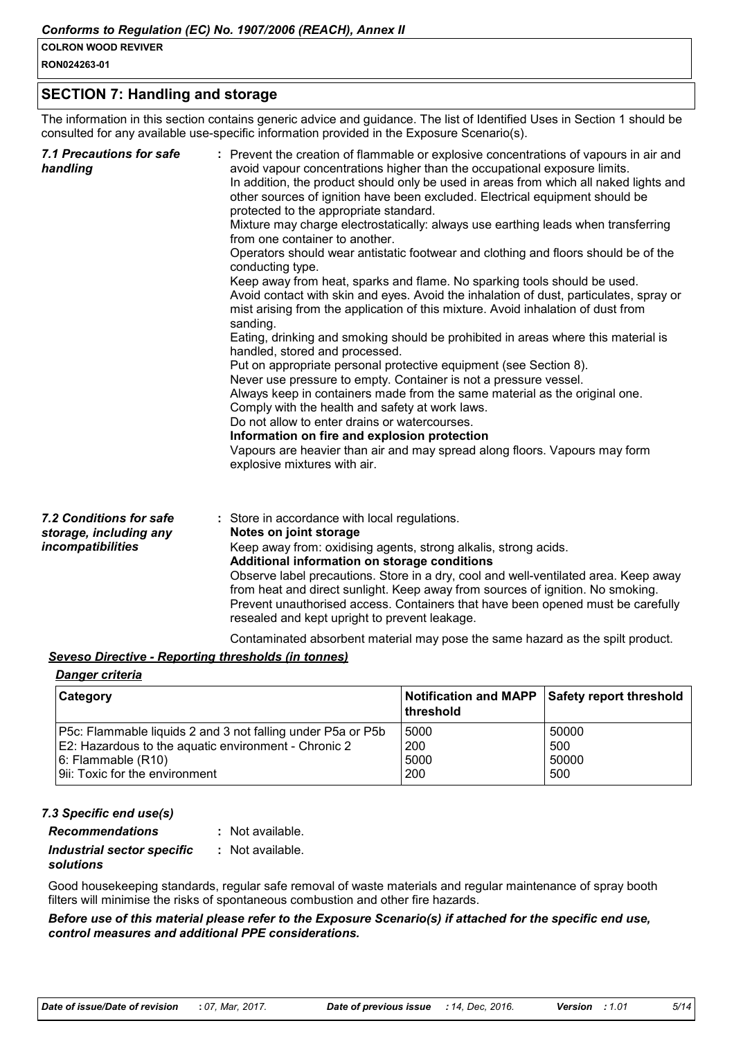## SECTION 7: Handling and storage

The information in this section contains generic advice and guidance. The list of Identified Uses in Section 1 should be consulted for any available use-specific information provided in the Exposure Scenario(s).

***7.1 Precautions for safe handling***

: Prevent the creation of flammable or explosive concentrations of vapours in air and avoid vapour concentrations higher than the occupational exposure limits.
In addition, the product should only be used in areas from which all naked lights and other sources of ignition have been excluded. Electrical equipment should be protected to the appropriate standard.
Mixture may charge electrostatically: always use earthing leads when transferring from one container to another.
Operators should wear antistatic footwear and clothing and floors should be of the conducting type.
Keep away from heat, sparks and flame. No sparking tools should be used.
Avoid contact with skin and eyes. Avoid the inhalation of dust, particulates, spray or mist arising from the application of this mixture. Avoid inhalation of dust from sanding.
Eating, drinking and smoking should be prohibited in areas where this material is handled, stored and processed.
Put on appropriate personal protective equipment (see Section 8).
Never use pressure to empty. Container is not a pressure vessel.
Always keep in containers made from the same material as the original one.
Comply with the health and safety at work laws.
Do not allow to enter drains or watercourses.
**Information on fire and explosion protection**
Vapours are heavier than air and may spread along floors. Vapours may form explosive mixtures with air.

***7.2 Conditions for safe storage, including any incompatibilities***

: Store in accordance with local regulations.
**Notes on joint storage**
Keep away from: oxidising agents, strong alkalis, strong acids.
**Additional information on storage conditions**
Observe label precautions. Store in a dry, cool and well-ventilated area. Keep away from heat and direct sunlight. Keep away from sources of ignition. No smoking. Prevent unauthorised access. Containers that have been opened must be carefully resealed and kept upright to prevent leakage.

Contaminated absorbent material may pose the same hazard as the spilt product.

***Seveso Directive - Reporting thresholds (in tonnes)***

***Danger criteria***

| Category | Notification and MAPP threshold | Safety report threshold |
|---|---|---|
| P5c: Flammable liquids 2 and 3 not falling under P5a or P5b | 5000 | 50000 |
| E2: Hazardous to the aquatic environment - Chronic 2 | 200 | 500 |
| 6: Flammable (R10) | 5000 | 50000 |
| 9ii: Toxic for the environment | 200 | 500 |

***7.3 Specific end use(s)***

***Recommendations*** : Not available.

***Industrial sector specific solutions*** : Not available.

Good housekeeping standards, regular safe removal of waste materials and regular maintenance of spray booth filters will minimise the risks of spontaneous combustion and other fire hazards.

***Before use of this material please refer to the Exposure Scenario(s) if attached for the specific end use, control measures and additional PPE considerations.***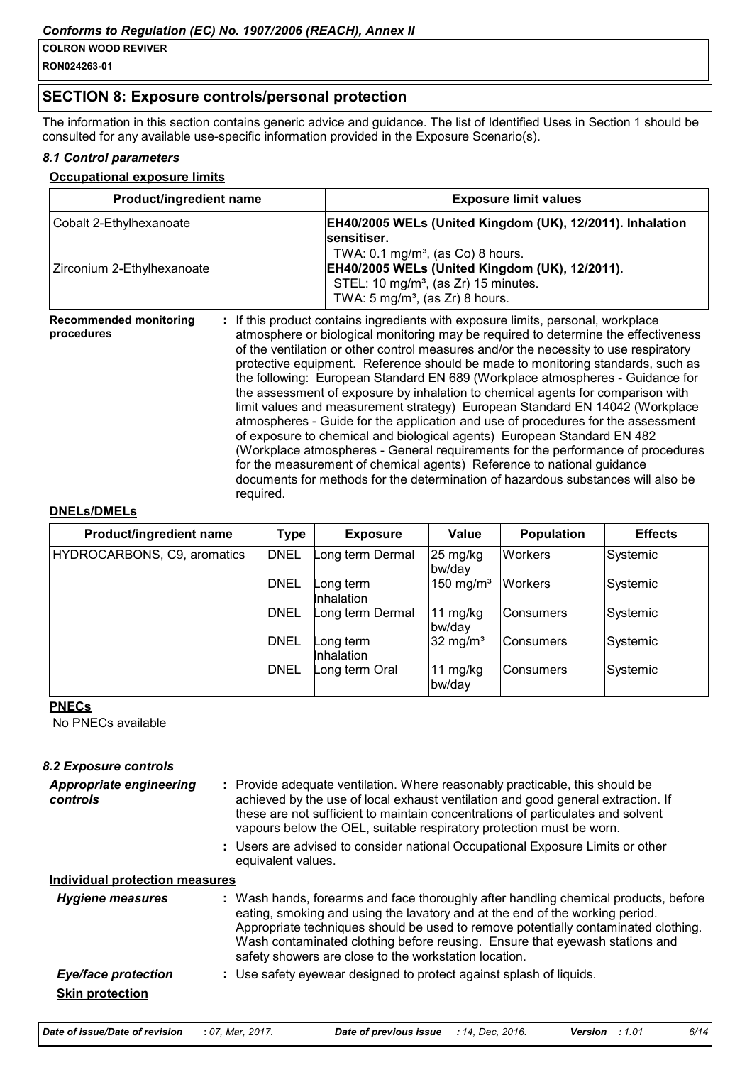## SECTION 8: Exposure controls/personal protection

The information in this section contains generic advice and guidance. The list of Identified Uses in Section 1 should be consulted for any available use-specific information provided in the Exposure Scenario(s).

### *8.1 Control parameters*

**Occupational exposure limits**

| Product/ingredient name | Exposure limit values |
|---|---|
| Cobalt 2-Ethylhexanoate | **EH40/2005 WELs (United Kingdom (UK), 12/2011). Inhalation sensitiser.** TWA: 0.1 mg/m³, (as Co) 8 hours. |
| Zirconium 2-Ethylhexanoate | **EH40/2005 WELs (United Kingdom (UK), 12/2011).** STEL: 10 mg/m³, (as Zr) 15 minutes. TWA: 5 mg/m³, (as Zr) 8 hours. |

**Recommended monitoring procedures** : If this product contains ingredients with exposure limits, personal, workplace atmosphere or biological monitoring may be required to determine the effectiveness of the ventilation or other control measures and/or the necessity to use respiratory protective equipment. Reference should be made to monitoring standards, such as the following: European Standard EN 689 (Workplace atmospheres - Guidance for the assessment of exposure by inhalation to chemical agents for comparison with limit values and measurement strategy) European Standard EN 14042 (Workplace atmospheres - Guide for the application and use of procedures for the assessment of exposure to chemical and biological agents) European Standard EN 482 (Workplace atmospheres - General requirements for the performance of procedures for the measurement of chemical agents) Reference to national guidance documents for methods for the determination of hazardous substances will also be required.

**DNELs/DMELs**

| Product/ingredient name | Type | Exposure | Value | Population | Effects |
|---|---|---|---|---|---|
| HYDROCARBONS, C9, aromatics | DNEL | Long term Dermal | 25 mg/kg bw/day | Workers | Systemic |
| | DNEL | Long term Inhalation | 150 mg/m³ | Workers | Systemic |
| | DNEL | Long term Dermal | 11 mg/kg bw/day | Consumers | Systemic |
| | DNEL | Long term Inhalation | 32 mg/m³ | Consumers | Systemic |
| | DNEL | Long term Oral | 11 mg/kg bw/day | Consumers | Systemic |

**PNECs**

No PNECs available

### *8.2 Exposure controls*

***Appropriate engineering controls*** : Provide adequate ventilation. Where reasonably practicable, this should be achieved by the use of local exhaust ventilation and good general extraction. If these are not sufficient to maintain concentrations of particulates and solvent vapours below the OEL, suitable respiratory protection must be worn.

: Users are advised to consider national Occupational Exposure Limits or other equivalent values.

**Individual protection measures**

***Hygiene measures*** : Wash hands, forearms and face thoroughly after handling chemical products, before eating, smoking and using the lavatory and at the end of the working period. Appropriate techniques should be used to remove potentially contaminated clothing. Wash contaminated clothing before reusing. Ensure that eyewash stations and safety showers are close to the workstation location.

***Eye/face protection*** : Use safety eyewear designed to protect against splash of liquids.

**Skin protection**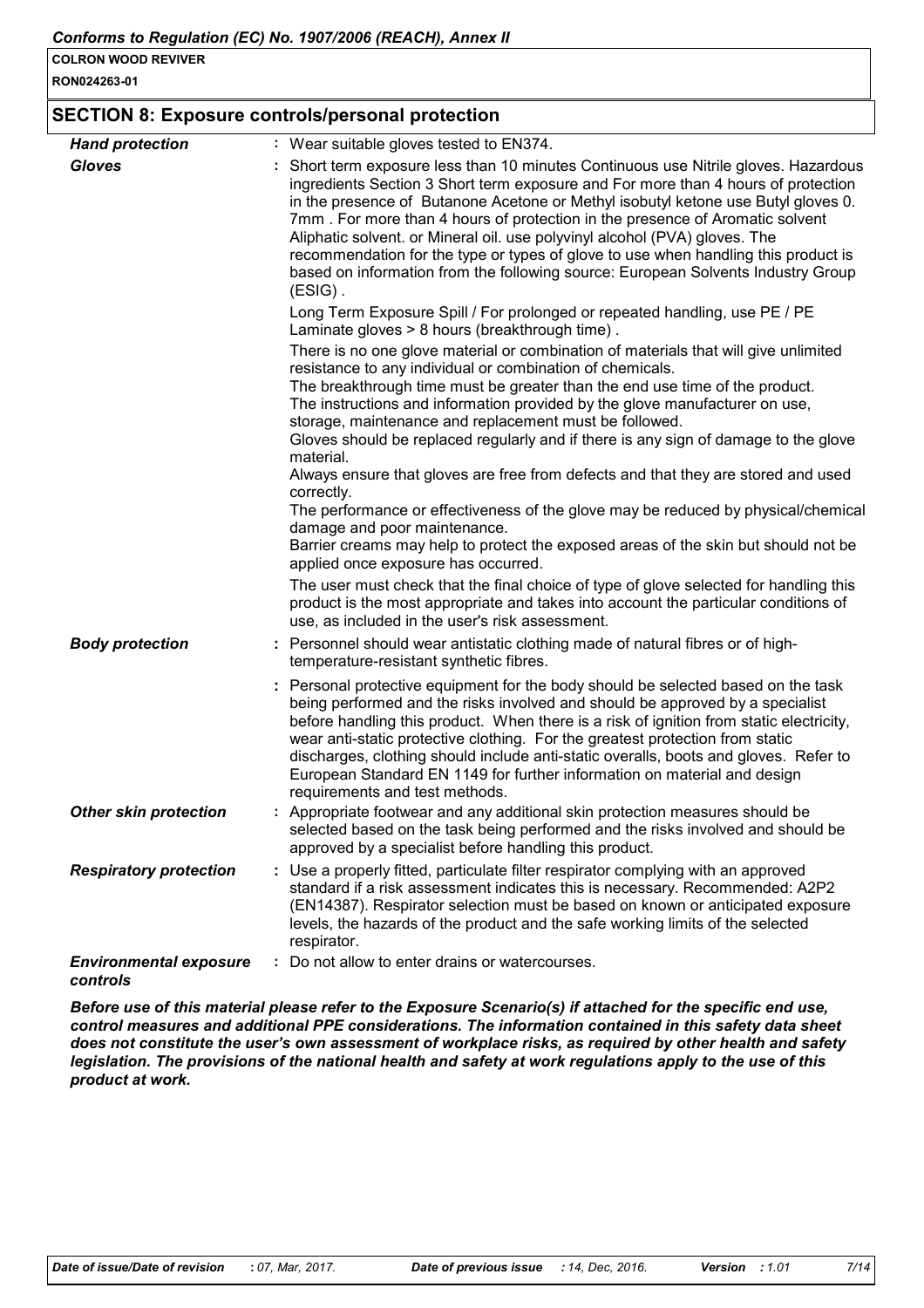## SECTION 8: Exposure controls/personal protection

| | |
|---|---|
| ***Hand protection*** | : Wear suitable gloves tested to EN374. |
| ***Gloves*** | : Short term exposure less than 10 minutes Continuous use Nitrile gloves. Hazardous ingredients Section 3 Short term exposure and For more than 4 hours of protection in the presence of Butanone Acetone or Methyl isobutyl ketone use Butyl gloves 0. 7mm . For more than 4 hours of protection in the presence of Aromatic solvent Aliphatic solvent. or Mineral oil. use polyvinyl alcohol (PVA) gloves. The recommendation for the type or types of glove to use when handling this product is based on information from the following source: European Solvents Industry Group (ESIG) .<br><br>Long Term Exposure Spill / For prolonged or repeated handling, use PE / PE Laminate gloves > 8 hours (breakthrough time) .<br><br>There is no one glove material or combination of materials that will give unlimited resistance to any individual or combination of chemicals.<br>The breakthrough time must be greater than the end use time of the product.<br>The instructions and information provided by the glove manufacturer on use, storage, maintenance and replacement must be followed.<br>Gloves should be replaced regularly and if there is any sign of damage to the glove material.<br>Always ensure that gloves are free from defects and that they are stored and used correctly.<br>The performance or effectiveness of the glove may be reduced by physical/chemical damage and poor maintenance.<br>Barrier creams may help to protect the exposed areas of the skin but should not be applied once exposure has occurred.<br><br>The user must check that the final choice of type of glove selected for handling this product is the most appropriate and takes into account the particular conditions of use, as included in the user's risk assessment. |
| ***Body protection*** | : Personnel should wear antistatic clothing made of natural fibres or of high-temperature-resistant synthetic fibres.<br><br>: Personal protective equipment for the body should be selected based on the task being performed and the risks involved and should be approved by a specialist before handling this product. When there is a risk of ignition from static electricity, wear anti-static protective clothing. For the greatest protection from static discharges, clothing should include anti-static overalls, boots and gloves. Refer to European Standard EN 1149 for further information on material and design requirements and test methods. |
| ***Other skin protection*** | : Appropriate footwear and any additional skin protection measures should be selected based on the task being performed and the risks involved and should be approved by a specialist before handling this product. |
| ***Respiratory protection*** | : Use a properly fitted, particulate filter respirator complying with an approved standard if a risk assessment indicates this is necessary. Recommended: A2P2 (EN14387). Respirator selection must be based on known or anticipated exposure levels, the hazards of the product and the safe working limits of the selected respirator. |
| ***Environmental exposure controls*** | : Do not allow to enter drains or watercourses. |

***Before use of this material please refer to the Exposure Scenario(s) if attached for the specific end use, control measures and additional PPE considerations. The information contained in this safety data sheet does not constitute the user's own assessment of workplace risks, as required by other health and safety legislation. The provisions of the national health and safety at work regulations apply to the use of this product at work.***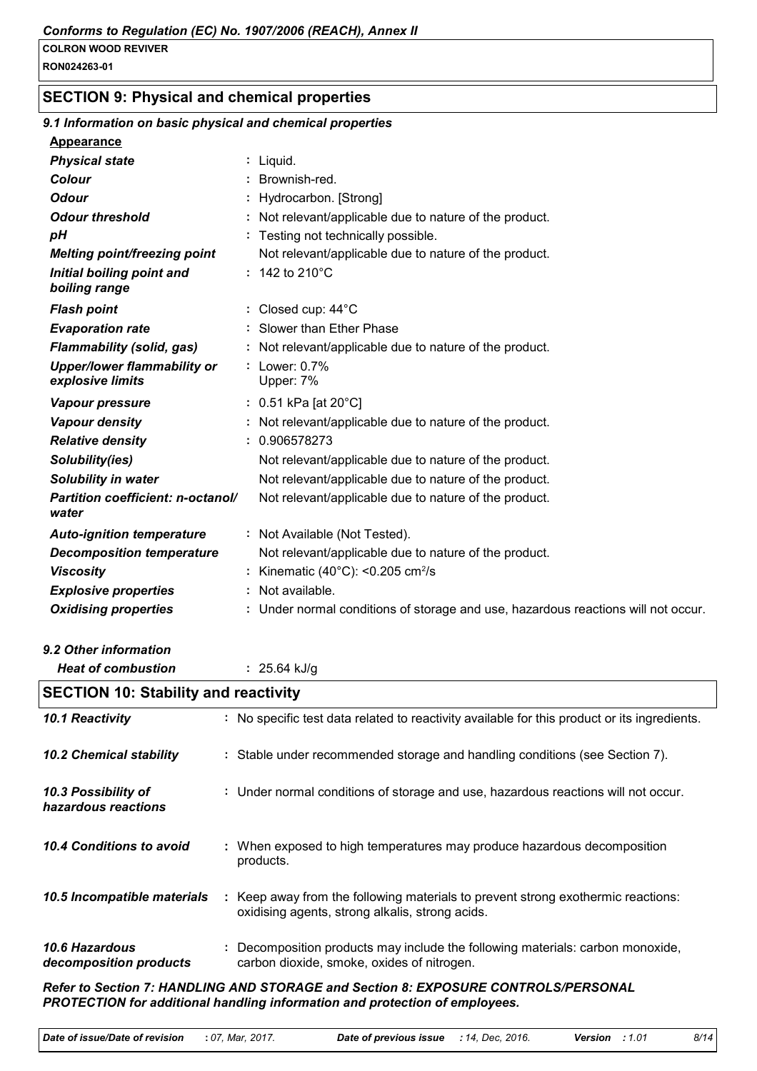## SECTION 9: Physical and chemical properties

### 9.1 Information on basic physical and chemical properties

**Appearance**

| Property | Value |
|---|---|
| *Physical state* | : Liquid. |
| *Colour* | : Brownish-red. |
| *Odour* | : Hydrocarbon. [Strong] |
| *Odour threshold* | : Not relevant/applicable due to nature of the product. |
| *pH* | : Testing not technically possible. |
| *Melting point/freezing point* | Not relevant/applicable due to nature of the product. |
| *Initial boiling point and boiling range* | : 142 to 210°C |
| *Flash point* | : Closed cup: 44°C |
| *Evaporation rate* | : Slower than Ether Phase |
| *Flammability (solid, gas)* | : Not relevant/applicable due to nature of the product. |
| *Upper/lower flammability or explosive limits* | : Lower: 0.7%<br>Upper: 7% |
| *Vapour pressure* | : 0.51 kPa [at 20°C] |
| *Vapour density* | : Not relevant/applicable due to nature of the product. |
| *Relative density* | : 0.906578273 |
| *Solubility(ies)* | Not relevant/applicable due to nature of the product. |
| *Solubility in water* | Not relevant/applicable due to nature of the product. |
| *Partition coefficient: n-octanol/water* | Not relevant/applicable due to nature of the product. |
| *Auto-ignition temperature* | : Not Available (Not Tested). |
| *Decomposition temperature* | Not relevant/applicable due to nature of the product. |
| *Viscosity* | : Kinematic (40°C): <0.205 $cm^2/s$ |
| *Explosive properties* | : Not available. |
| *Oxidising properties* | : Under normal conditions of storage and use, hazardous reactions will not occur. |

### 9.2 Other information

| Property | Value |
|---|---|
| *Heat of combustion* | : 25.64 kJ/g |

## SECTION 10: Stability and reactivity

| | |
|---|---|
| *10.1 Reactivity* | : No specific test data related to reactivity available for this product or its ingredients. |
| *10.2 Chemical stability* | : Stable under recommended storage and handling conditions (see Section 7). |
| *10.3 Possibility of hazardous reactions* | : Under normal conditions of storage and use, hazardous reactions will not occur. |
| *10.4 Conditions to avoid* | : When exposed to high temperatures may produce hazardous decomposition products. |
| *10.5 Incompatible materials* | : Keep away from the following materials to prevent strong exothermic reactions: oxidising agents, strong alkalis, strong acids. |
| *10.6 Hazardous decomposition products* | : Decomposition products may include the following materials: carbon monoxide, carbon dioxide, smoke, oxides of nitrogen. |

***Refer to Section 7: HANDLING AND STORAGE and Section 8: EXPOSURE CONTROLS/PERSONAL PROTECTION for additional handling information and protection of employees.***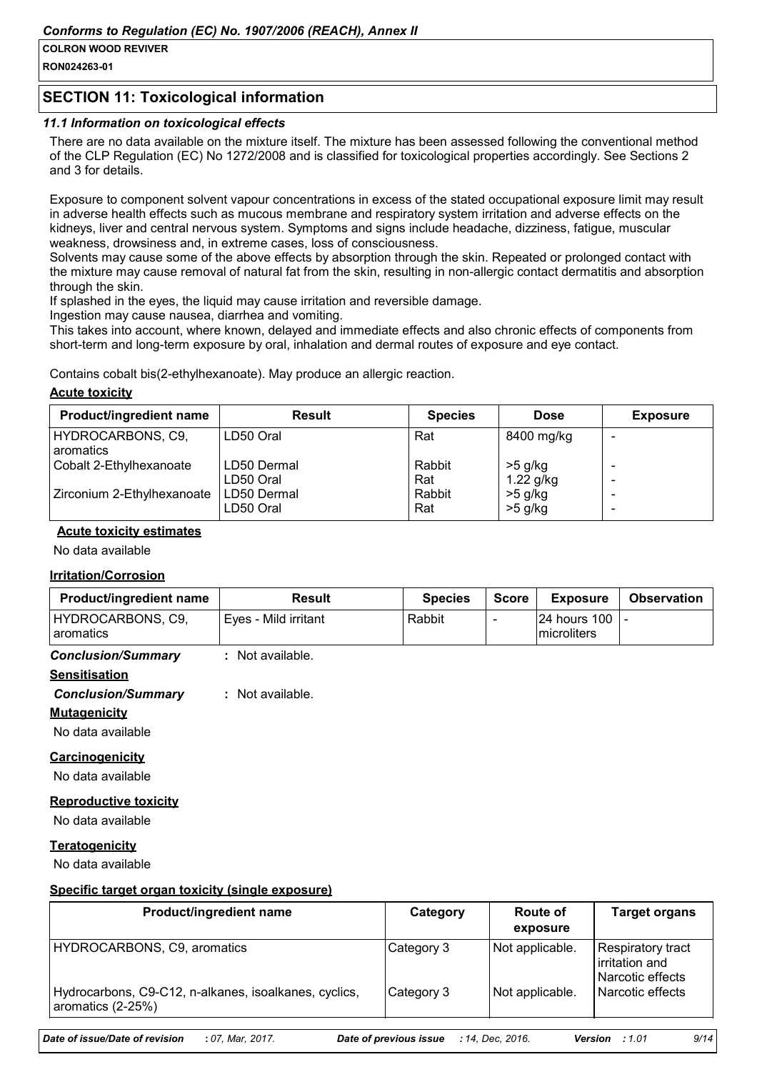## SECTION 11: Toxicological information

### 11.1 Information on toxicological effects

There are no data available on the mixture itself. The mixture has been assessed following the conventional method of the CLP Regulation (EC) No 1272/2008 and is classified for toxicological properties accordingly. See Sections 2 and 3 for details.

Exposure to component solvent vapour concentrations in excess of the stated occupational exposure limit may result in adverse health effects such as mucous membrane and respiratory system irritation and adverse effects on the kidneys, liver and central nervous system. Symptoms and signs include headache, dizziness, fatigue, muscular weakness, drowsiness and, in extreme cases, loss of consciousness.
Solvents may cause some of the above effects by absorption through the skin. Repeated or prolonged contact with the mixture may cause removal of natural fat from the skin, resulting in non-allergic contact dermatitis and absorption through the skin.
If splashed in the eyes, the liquid may cause irritation and reversible damage.
Ingestion may cause nausea, diarrhea and vomiting.
This takes into account, where known, delayed and immediate effects and also chronic effects of components from short-term and long-term exposure by oral, inhalation and dermal routes of exposure and eye contact.

Contains cobalt bis(2-ethylhexanoate). May produce an allergic reaction.

**Acute toxicity**

| Product/ingredient name | Result | Species | Dose | Exposure |
|---|---|---|---|---|
| HYDROCARBONS, C9, aromatics | LD50 Oral | Rat | 8400 mg/kg | - |
| Cobalt 2-Ethylhexanoate | LD50 Dermal | Rabbit | >5 g/kg | - |
| | LD50 Oral | Rat | 1.22 g/kg | - |
| Zirconium 2-Ethylhexanoate | LD50 Dermal | Rabbit | >5 g/kg | - |
| | LD50 Oral | Rat | >5 g/kg | - |

**Acute toxicity estimates**

No data available

**Irritation/Corrosion**

| Product/ingredient name | Result | Species | Score | Exposure | Observation |
|---|---|---|---|---|---|
| HYDROCARBONS, C9, aromatics | Eyes - Mild irritant | Rabbit | - | 24 hours 100 microliters | - |

***Conclusion/Summary*** : Not available.

**Sensitisation**

***Conclusion/Summary*** : Not available.

**Mutagenicity**

No data available

**Carcinogenicity**

No data available

**Reproductive toxicity**

No data available

**Teratogenicity**

No data available

**Specific target organ toxicity (single exposure)**

| Product/ingredient name | Category | Route of exposure | Target organs |
|---|---|---|---|
| HYDROCARBONS, C9, aromatics | Category 3 | Not applicable. | Respiratory tract irritation and Narcotic effects |
| Hydrocarbons, C9-C12, n-alkanes, isoalkanes, cyclics, aromatics (2-25%) | Category 3 | Not applicable. | Narcotic effects |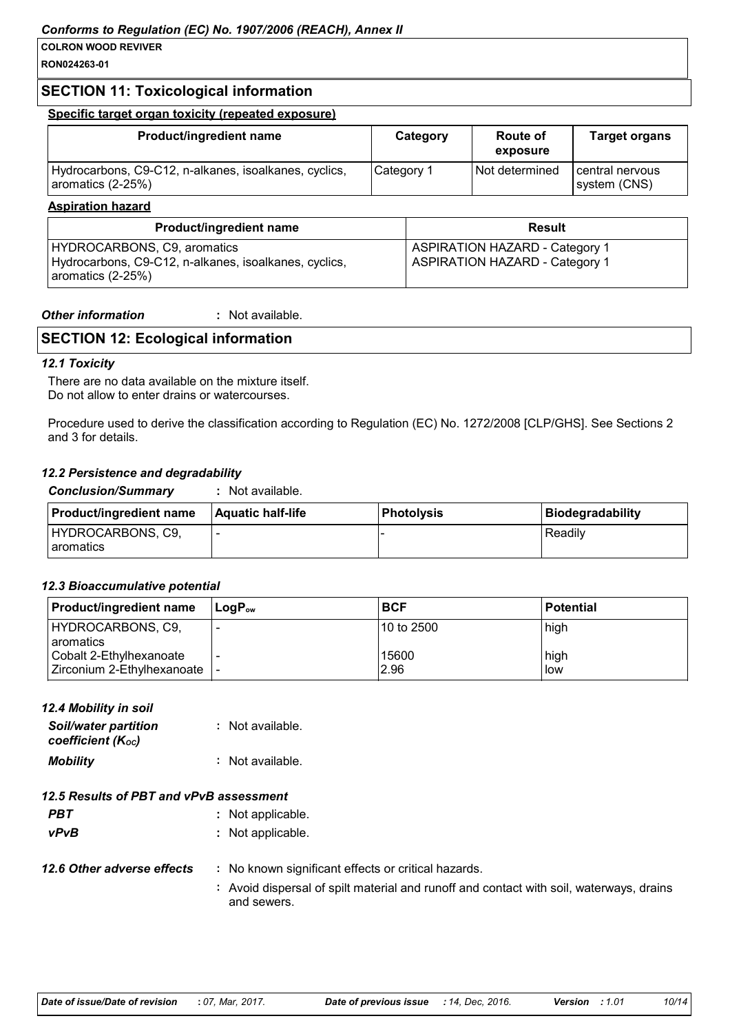## SECTION 11: Toxicological information

**Specific target organ toxicity (repeated exposure)**

| Product/ingredient name | Category | Route of exposure | Target organs |
|---|---|---|---|
| Hydrocarbons, C9-C12, n-alkanes, isoalkanes, cyclics, aromatics (2-25%) | Category 1 | Not determined | central nervous system (CNS) |

**Aspiration hazard**

| Product/ingredient name | Result |
|---|---|
| HYDROCARBONS, C9, aromatics | ASPIRATION HAZARD - Category 1 |
| Hydrocarbons, C9-C12, n-alkanes, isoalkanes, cyclics, aromatics (2-25%) | ASPIRATION HAZARD - Category 1 |

***Other information*** : Not available.

## SECTION 12: Ecological information

### *12.1 Toxicity*

There are no data available on the mixture itself.
Do not allow to enter drains or watercourses.

Procedure used to derive the classification according to Regulation (EC) No. 1272/2008 [CLP/GHS]. See Sections 2 and 3 for details.

### *12.2 Persistence and degradability*

***Conclusion/Summary*** : Not available.

| Product/ingredient name | Aquatic half-life | Photolysis | Biodegradability |
|---|---|---|---|
| HYDROCARBONS, C9, aromatics | - | - | Readily |

### *12.3 Bioaccumulative potential*

| Product/ingredient name | $LogP_{ow}$ | BCF | Potential |
|---|---|---|---|
| HYDROCARBONS, C9, aromatics | - | 10 to 2500 | high |
| Cobalt 2-Ethylhexanoate | - | 15600 | high |
| Zirconium 2-Ethylhexanoate | - | 2.96 | low |

### *12.4 Mobility in soil*

***Soil/water partition coefficient ($K_{OC}$)*** : Not available.

***Mobility*** : Not available.

### *12.5 Results of PBT and vPvB assessment*

***PBT*** : Not applicable.

***vPvB*** : Not applicable.

***12.6 Other adverse effects*** : No known significant effects or critical hazards.

: Avoid dispersal of spilt material and runoff and contact with soil, waterways, drains and sewers.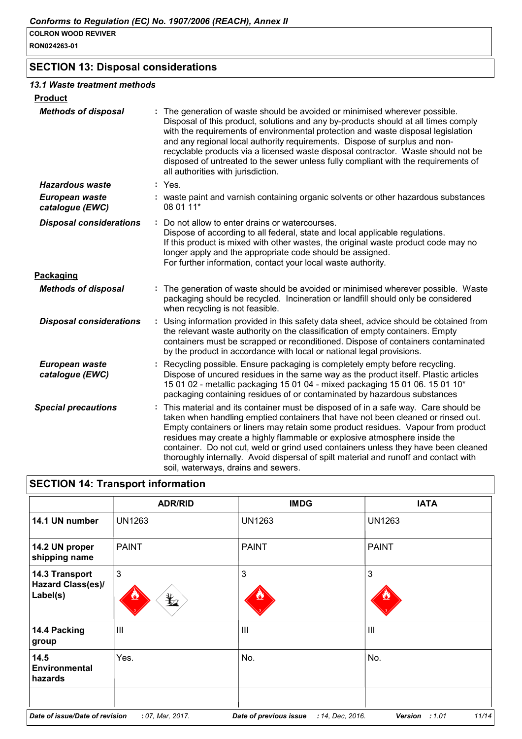## SECTION 13: Disposal considerations

### 13.1 Waste treatment methods

**Product**

***Methods of disposal*** : The generation of waste should be avoided or minimised wherever possible. Disposal of this product, solutions and any by-products should at all times comply with the requirements of environmental protection and waste disposal legislation and any regional local authority requirements. Dispose of surplus and non-recyclable products via a licensed waste disposal contractor. Waste should not be disposed of untreated to the sewer unless fully compliant with the requirements of all authorities with jurisdiction.

***Hazardous waste*** : Yes.

***European waste catalogue (EWC)*** : waste paint and varnish containing organic solvents or other hazardous substances 08 01 11*

***Disposal considerations*** : Do not allow to enter drains or watercourses.
Dispose of according to all federal, state and local applicable regulations.
If this product is mixed with other wastes, the original waste product code may no longer apply and the appropriate code should be assigned.
For further information, contact your local waste authority.

**Packaging**

***Methods of disposal*** : The generation of waste should be avoided or minimised wherever possible. Waste packaging should be recycled. Incineration or landfill should only be considered when recycling is not feasible.

***Disposal considerations*** : Using information provided in this safety data sheet, advice should be obtained from the relevant waste authority on the classification of empty containers. Empty containers must be scrapped or reconditioned. Dispose of containers contaminated by the product in accordance with local or national legal provisions.

***European waste catalogue (EWC)*** : Recycling possible. Ensure packaging is completely empty before recycling. Dispose of uncured residues in the same way as the product itself. Plastic articles 15 01 02 - metallic packaging 15 01 04 - mixed packaging 15 01 06. 15 01 10* packaging containing residues of or contaminated by hazardous substances

***Special precautions*** : This material and its container must be disposed of in a safe way. Care should be taken when handling emptied containers that have not been cleaned or rinsed out. Empty containers or liners may retain some product residues. Vapour from product residues may create a highly flammable or explosive atmosphere inside the container. Do not cut, weld or grind used containers unless they have been cleaned thoroughly internally. Avoid dispersal of spilt material and runoff and contact with soil, waterways, drains and sewers.

## SECTION 14: Transport information

| | ADR/RID | IMDG | IATA |
|---|---|---|---|
| **14.1 UN number** | UN1263 | UN1263 | UN1263 |
| **14.2 UN proper shipping name** | PAINT | PAINT | PAINT |
| **14.3 Transport Hazard Class(es)/ Label(s)** | 3 | 3 | 3 |
| **14.4 Packing group** | III | III | III |
| **14.5 Environmental hazards** | Yes. | No. | No. |
| | | | |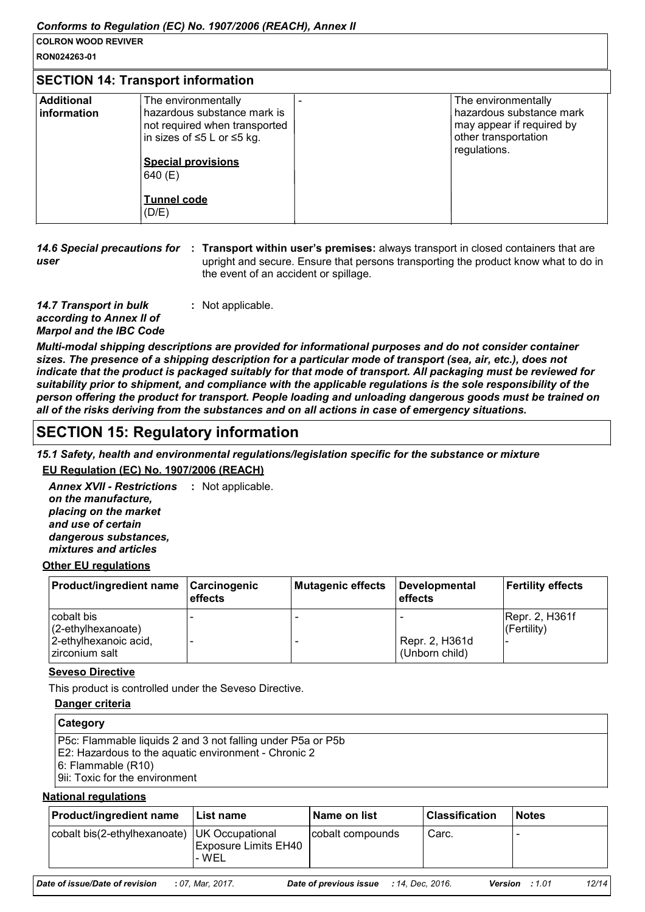## SECTION 14: Transport information

| Additional information | The environmentally hazardous substance mark is not required when transported in sizes of ≤5 L or ≤5 kg.<br><br>**Special provisions**<br>640 (E)<br><br>**Tunnel code**<br>(D/E) | - | The environmentally hazardous substance mark may appear if required by other transportation regulations. |
|---|---|---|---|

***14.6 Special precautions for user*** : **Transport within user's premises:** always transport in closed containers that are upright and secure. Ensure that persons transporting the product know what to do in the event of an accident or spillage.

***14.7 Transport in bulk according to Annex II of Marpol and the IBC Code*** : Not applicable.

***Multi-modal shipping descriptions are provided for informational purposes and do not consider container sizes. The presence of a shipping description for a particular mode of transport (sea, air, etc.), does not indicate that the product is packaged suitably for that mode of transport. All packaging must be reviewed for suitability prior to shipment, and compliance with the applicable regulations is the sole responsibility of the person offering the product for transport. People loading and unloading dangerous goods must be trained on all of the risks deriving from the substances and on all actions in case of emergency situations.***

## SECTION 15: Regulatory information

***15.1 Safety, health and environmental regulations/legislation specific for the substance or mixture***

**EU Regulation (EC) No. 1907/2006 (REACH)**

***Annex XVII - Restrictions on the manufacture, placing on the market and use of certain dangerous substances, mixtures and articles*** : Not applicable.

**Other EU regulations**

| Product/ingredient name | Carcinogenic effects | Mutagenic effects | Developmental effects | Fertility effects |
|---|---|---|---|---|
| cobalt bis (2-ethylhexanoate) | - | - | - | Repr. 2, H361f (Fertility) |
| 2-ethylhexanoic acid, zirconium salt | - | - | Repr. 2, H361d (Unborn child) | - |

**Seveso Directive**

This product is controlled under the Seveso Directive.

**Danger criteria**

| Category |
|---|
| P5c: Flammable liquids 2 and 3 not falling under P5a or P5b<br>E2: Hazardous to the aquatic environment - Chronic 2<br>6: Flammable (R10)<br>9ii: Toxic for the environment |

**National regulations**

| Product/ingredient name | List name | Name on list | Classification | Notes |
|---|---|---|---|---|
| cobalt bis(2-ethylhexanoate) | UK Occupational Exposure Limits EH40 - WEL | cobalt compounds | Carc. | - |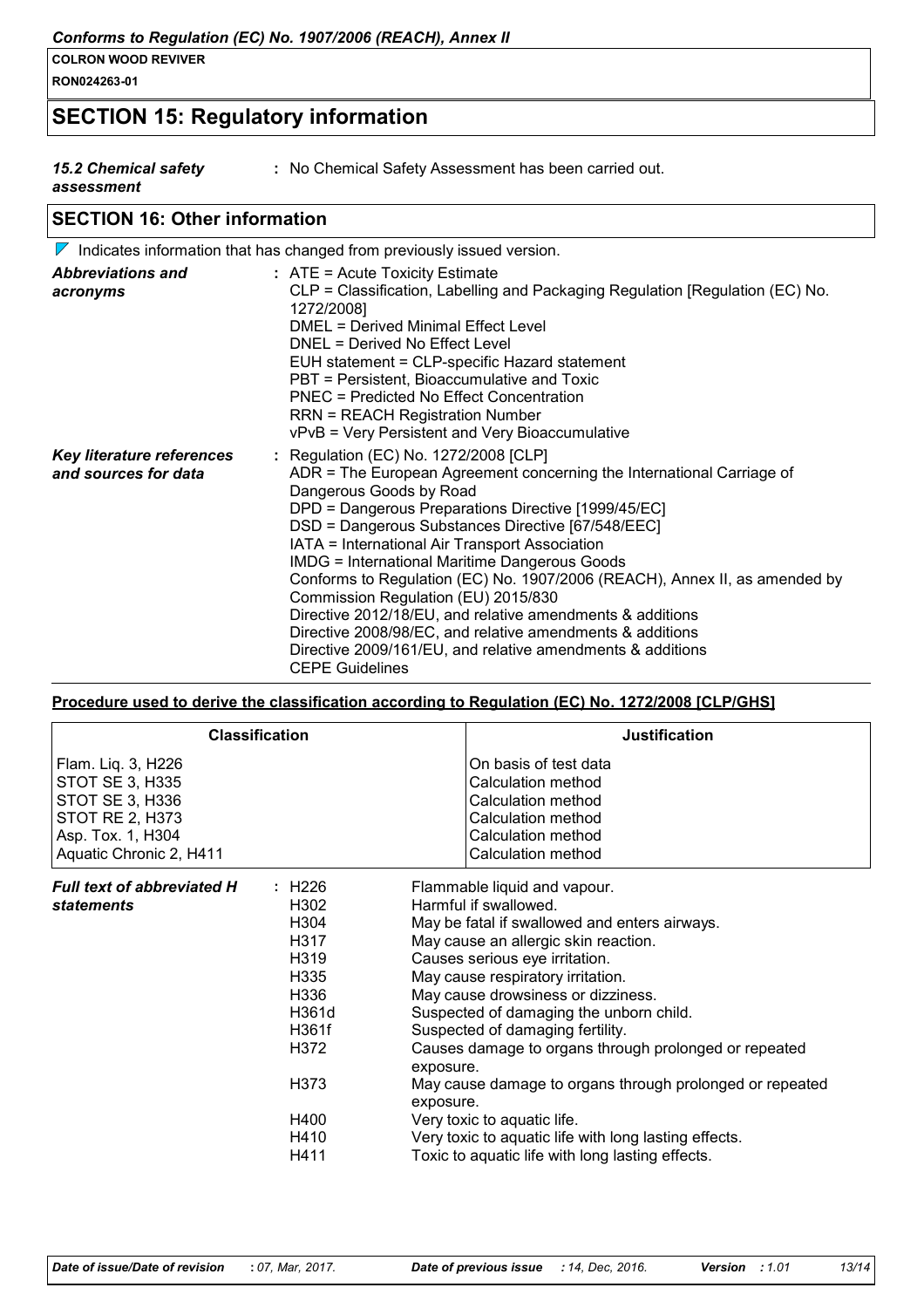## SECTION 15: Regulatory information

***15.2 Chemical safety assessment*** : No Chemical Safety Assessment has been carried out.

## SECTION 16: Other information

Indicates information that has changed from previously issued version.

***Abbreviations and acronyms*** :
ATE = Acute Toxicity Estimate
CLP = Classification, Labelling and Packaging Regulation [Regulation (EC) No. 1272/2008]
DMEL = Derived Minimal Effect Level
DNEL = Derived No Effect Level
EUH statement = CLP-specific Hazard statement
PBT = Persistent, Bioaccumulative and Toxic
PNEC = Predicted No Effect Concentration
RRN = REACH Registration Number
vPvB = Very Persistent and Very Bioaccumulative

***Key literature references and sources for data*** :
Regulation (EC) No. 1272/2008 [CLP]
ADR = The European Agreement concerning the International Carriage of Dangerous Goods by Road
DPD = Dangerous Preparations Directive [1999/45/EC]
DSD = Dangerous Substances Directive [67/548/EEC]
IATA = International Air Transport Association
IMDG = International Maritime Dangerous Goods
Conforms to Regulation (EC) No. 1907/2006 (REACH), Annex II, as amended by Commission Regulation (EU) 2015/830
Directive 2012/18/EU, and relative amendments & additions
Directive 2008/98/EC, and relative amendments & additions
Directive 2009/161/EU, and relative amendments & additions
CEPE Guidelines

**Procedure used to derive the classification according to Regulation (EC) No. 1272/2008 [CLP/GHS]**

| Classification | Justification |
|---|---|
| Flam. Liq. 3, H226 | On basis of test data |
| STOT SE 3, H335 | Calculation method |
| STOT SE 3, H336 | Calculation method |
| STOT RE 2, H373 | Calculation method |
| Asp. Tox. 1, H304 | Calculation method |
| Aquatic Chronic 2, H411 | Calculation method |

***Full text of abbreviated H statements*** :

| | |
|---|---|
| H226 | Flammable liquid and vapour. |
| H302 | Harmful if swallowed. |
| H304 | May be fatal if swallowed and enters airways. |
| H317 | May cause an allergic skin reaction. |
| H319 | Causes serious eye irritation. |
| H335 | May cause respiratory irritation. |
| H336 | May cause drowsiness or dizziness. |
| H361d | Suspected of damaging the unborn child. |
| H361f | Suspected of damaging fertility. |
| H372 | Causes damage to organs through prolonged or repeated exposure. |
| H373 | May cause damage to organs through prolonged or repeated exposure. |
| H400 | Very toxic to aquatic life. |
| H410 | Very toxic to aquatic life with long lasting effects. |
| H411 | Toxic to aquatic life with long lasting effects. |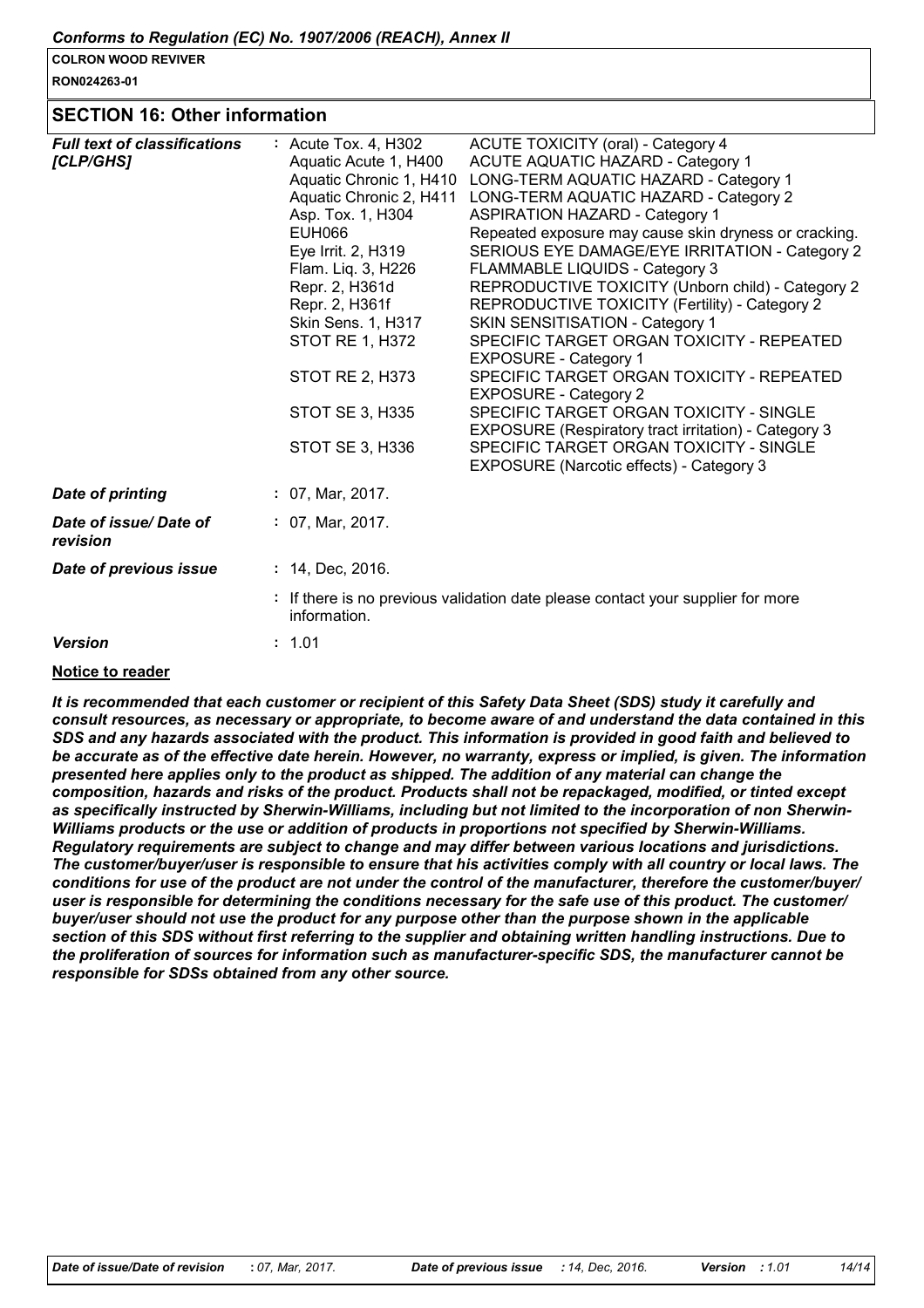## SECTION 16: Other information

| | | |
|---|---|---|
| ***Full text of classifications [CLP/GHS]*** | Acute Tox. 4, H302 | ACUTE TOXICITY (oral) - Category 4 |
| | Aquatic Acute 1, H400 | ACUTE AQUATIC HAZARD - Category 1 |
| | Aquatic Chronic 1, H410 | LONG-TERM AQUATIC HAZARD - Category 1 |
| | Aquatic Chronic 2, H411 | LONG-TERM AQUATIC HAZARD - Category 2 |
| | Asp. Tox. 1, H304 | ASPIRATION HAZARD - Category 1 |
| | EUH066 | Repeated exposure may cause skin dryness or cracking. |
| | Eye Irrit. 2, H319 | SERIOUS EYE DAMAGE/EYE IRRITATION - Category 2 |
| | Flam. Liq. 3, H226 | FLAMMABLE LIQUIDS - Category 3 |
| | Repr. 2, H361d | REPRODUCTIVE TOXICITY (Unborn child) - Category 2 |
| | Repr. 2, H361f | REPRODUCTIVE TOXICITY (Fertility) - Category 2 |
| | Skin Sens. 1, H317 | SKIN SENSITISATION - Category 1 |
| | STOT RE 1, H372 | SPECIFIC TARGET ORGAN TOXICITY - REPEATED EXPOSURE - Category 1 |
| | STOT RE 2, H373 | SPECIFIC TARGET ORGAN TOXICITY - REPEATED EXPOSURE - Category 2 |
| | STOT SE 3, H335 | SPECIFIC TARGET ORGAN TOXICITY - SINGLE EXPOSURE (Respiratory tract irritation) - Category 3 |
| | STOT SE 3, H336 | SPECIFIC TARGET ORGAN TOXICITY - SINGLE EXPOSURE (Narcotic effects) - Category 3 |
| ***Date of printing*** | : 07, Mar, 2017. | |
| ***Date of issue/ Date of revision*** | : 07, Mar, 2017. | |
| ***Date of previous issue*** | : 14, Dec, 2016. | |
| | : If there is no previous validation date please contact your supplier for more information. | |
| ***Version*** | : 1.01 | |

**Notice to reader**

***It is recommended that each customer or recipient of this Safety Data Sheet (SDS) study it carefully and consult resources, as necessary or appropriate, to become aware of and understand the data contained in this SDS and any hazards associated with the product. This information is provided in good faith and believed to be accurate as of the effective date herein. However, no warranty, express or implied, is given. The information presented here applies only to the product as shipped. The addition of any material can change the composition, hazards and risks of the product. Products shall not be repackaged, modified, or tinted except as specifically instructed by Sherwin-Williams, including but not limited to the incorporation of non Sherwin-Williams products or the use or addition of products in proportions not specified by Sherwin-Williams. Regulatory requirements are subject to change and may differ between various locations and jurisdictions. The customer/buyer/user is responsible to ensure that his activities comply with all country or local laws. The conditions for use of the product are not under the control of the manufacturer, therefore the customer/buyer/ user is responsible for determining the conditions necessary for the safe use of this product. The customer/ buyer/user should not use the product for any purpose other than the purpose shown in the applicable section of this SDS without first referring to the supplier and obtaining written handling instructions. Due to the proliferation of sources for information such as manufacturer-specific SDS, the manufacturer cannot be responsible for SDSs obtained from any other source.***